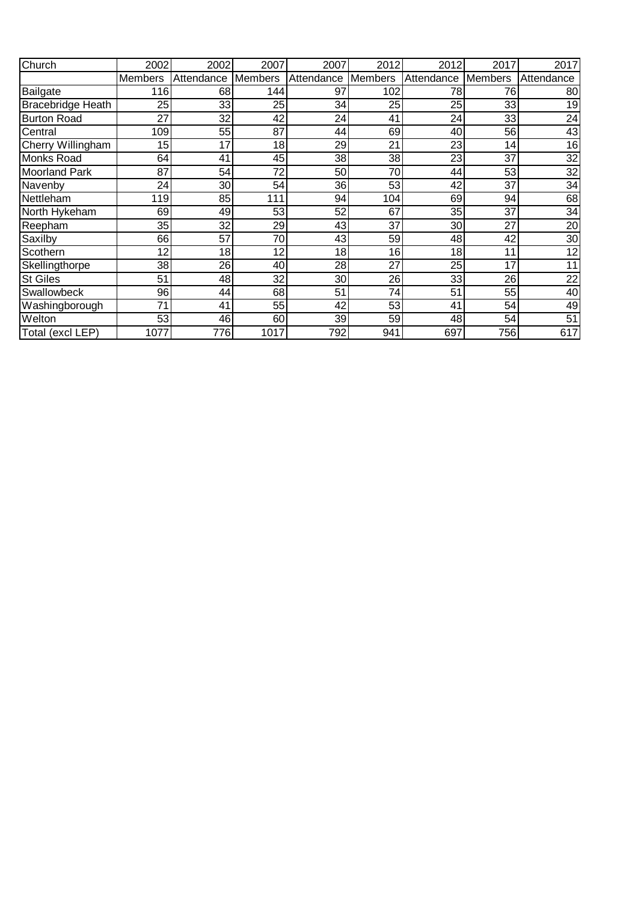| Church | 2002 | 2002 | 2007 | 2007 | 2012 | 2012 | 2017 | 2017 |
|---|---|---|---|---|---|---|---|---|
| | Members | Attendance | Members | Attendance | Members | Attendance | Members | Attendance |
| Bailgate | 116 | 68 | 144 | 97 | 102 | 78 | 76 | 80 |
| Bracebridge Heath | 25 | 33 | 25 | 34 | 25 | 25 | 33 | 19 |
| Burton Road | 27 | 32 | 42 | 24 | 41 | 24 | 33 | 24 |
| Central | 109 | 55 | 87 | 44 | 69 | 40 | 56 | 43 |
| Cherry Willingham | 15 | 17 | 18 | 29 | 21 | 23 | 14 | 16 |
| Monks Road | 64 | 41 | 45 | 38 | 38 | 23 | 37 | 32 |
| Moorland Park | 87 | 54 | 72 | 50 | 70 | 44 | 53 | 32 |
| Navenby | 24 | 30 | 54 | 36 | 53 | 42 | 37 | 34 |
| Nettleham | 119 | 85 | 111 | 94 | 104 | 69 | 94 | 68 |
| North Hykeham | 69 | 49 | 53 | 52 | 67 | 35 | 37 | 34 |
| Reepham | 35 | 32 | 29 | 43 | 37 | 30 | 27 | 20 |
| Saxilby | 66 | 57 | 70 | 43 | 59 | 48 | 42 | 30 |
| Scothern | 12 | 18 | 12 | 18 | 16 | 18 | 11 | 12 |
| Skellingthorpe | 38 | 26 | 40 | 28 | 27 | 25 | 17 | 11 |
| St Giles | 51 | 48 | 32 | 30 | 26 | 33 | 26 | 22 |
| Swallowbeck | 96 | 44 | 68 | 51 | 74 | 51 | 55 | 40 |
| Washingborough | 71 | 41 | 55 | 42 | 53 | 41 | 54 | 49 |
| Welton | 53 | 46 | 60 | 39 | 59 | 48 | 54 | 51 |
| Total (excl LEP) | 1077 | 776 | 1017 | 792 | 941 | 697 | 756 | 617 |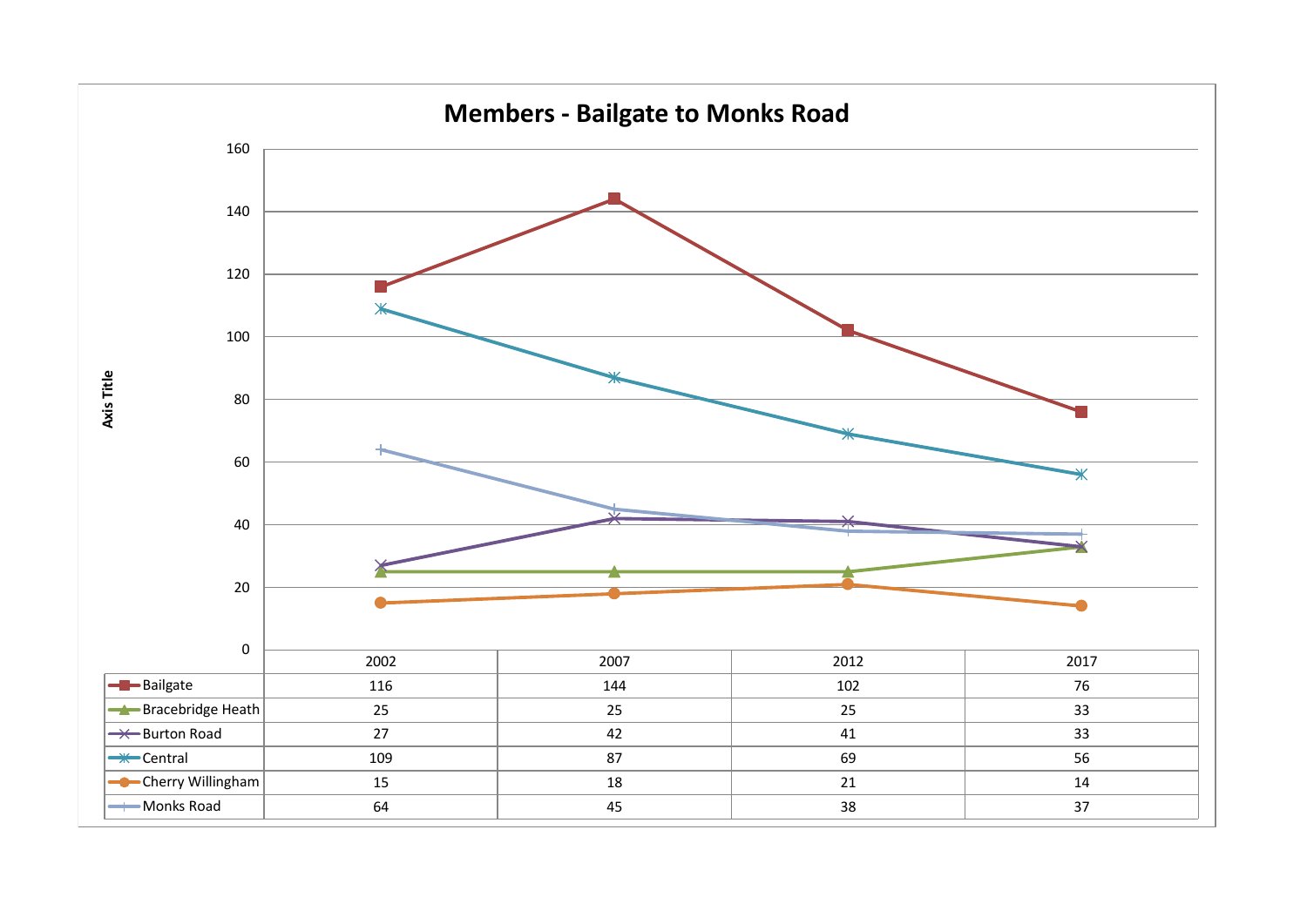# Members - Bailgate to Monks Road

|  | 2002 | 2007 | 2012 | 2017 |
|---|---|---|---|---|
| Bailgate | 116 | 144 | 102 | 76 |
| Bracebridge Heath | 25 | 25 | 25 | 33 |
| Burton Road | 27 | 42 | 41 | 33 |
| Central | 109 | 87 | 69 | 56 |
| Cherry Willingham | 15 | 18 | 21 | 14 |
| Monks Road | 64 | 45 | 38 | 37 |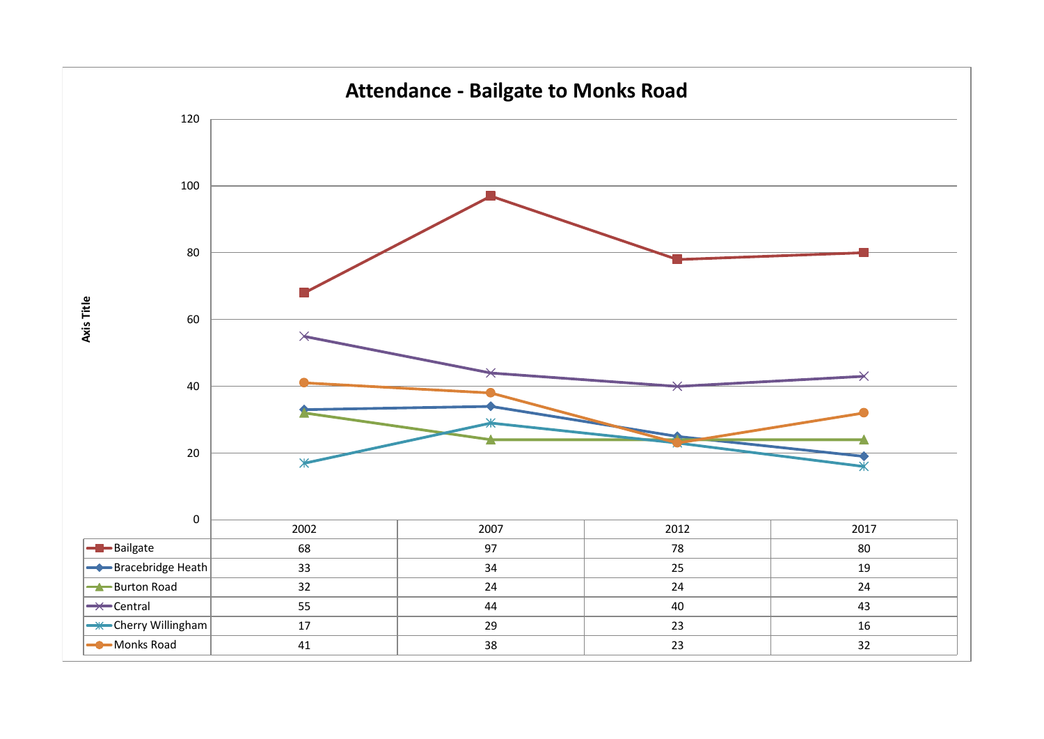# Attendance - Bailgate to Monks Road

| | 2002 | 2007 | 2012 | 2017 |
|---|---|---|---|---|
| Bailgate | 68 | 97 | 78 | 80 |
| Bracebridge Heath | 33 | 34 | 25 | 19 |
| Burton Road | 32 | 24 | 24 | 24 |
| Central | 55 | 44 | 40 | 43 |
| Cherry Willingham | 17 | 29 | 23 | 16 |
| Monks Road | 41 | 38 | 23 | 32 |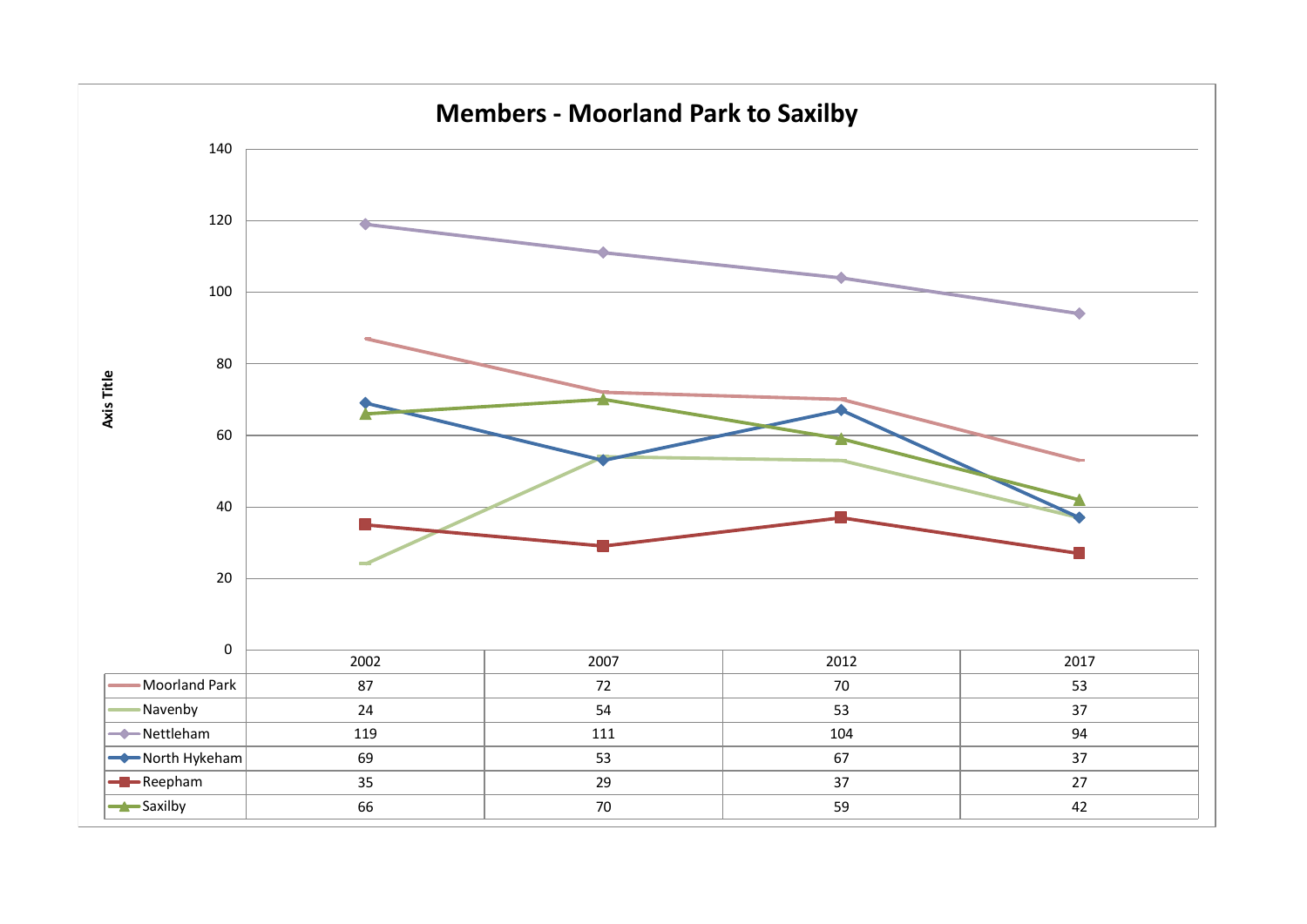## Members - Moorland Park to Saxilby

| | 2002 | 2007 | 2012 | 2017 |
|---|---|---|---|---|
| Moorland Park | 87 | 72 | 70 | 53 |
| Navenby | 24 | 54 | 53 | 37 |
| Nettleham | 119 | 111 | 104 | 94 |
| North Hykeham | 69 | 53 | 67 | 37 |
| Reepham | 35 | 29 | 37 | 27 |
| Saxilby | 66 | 70 | 59 | 42 |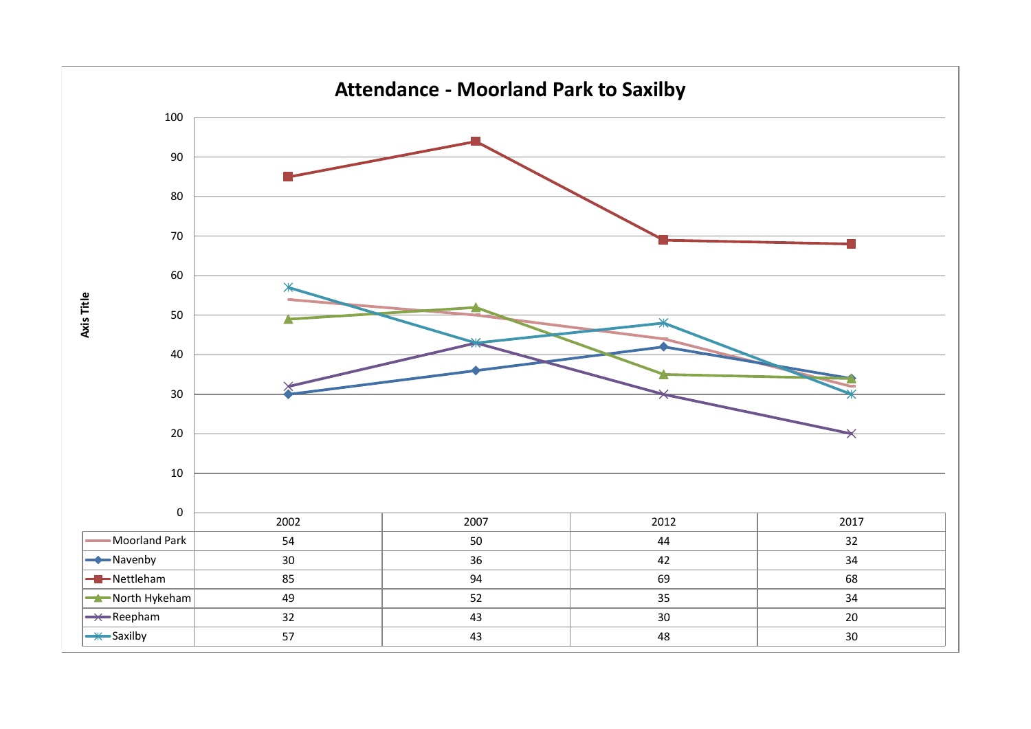## Attendance - Moorland Park to Saxilby

| | 2002 | 2007 | 2012 | 2017 |
|---|---|---|---|---|
| Moorland Park | 54 | 50 | 44 | 32 |
| Navenby | 30 | 36 | 42 | 34 |
| Nettleham | 85 | 94 | 69 | 68 |
| North Hykeham | 49 | 52 | 35 | 34 |
| Reepham | 32 | 43 | 30 | 20 |
| Saxilby | 57 | 43 | 48 | 30 |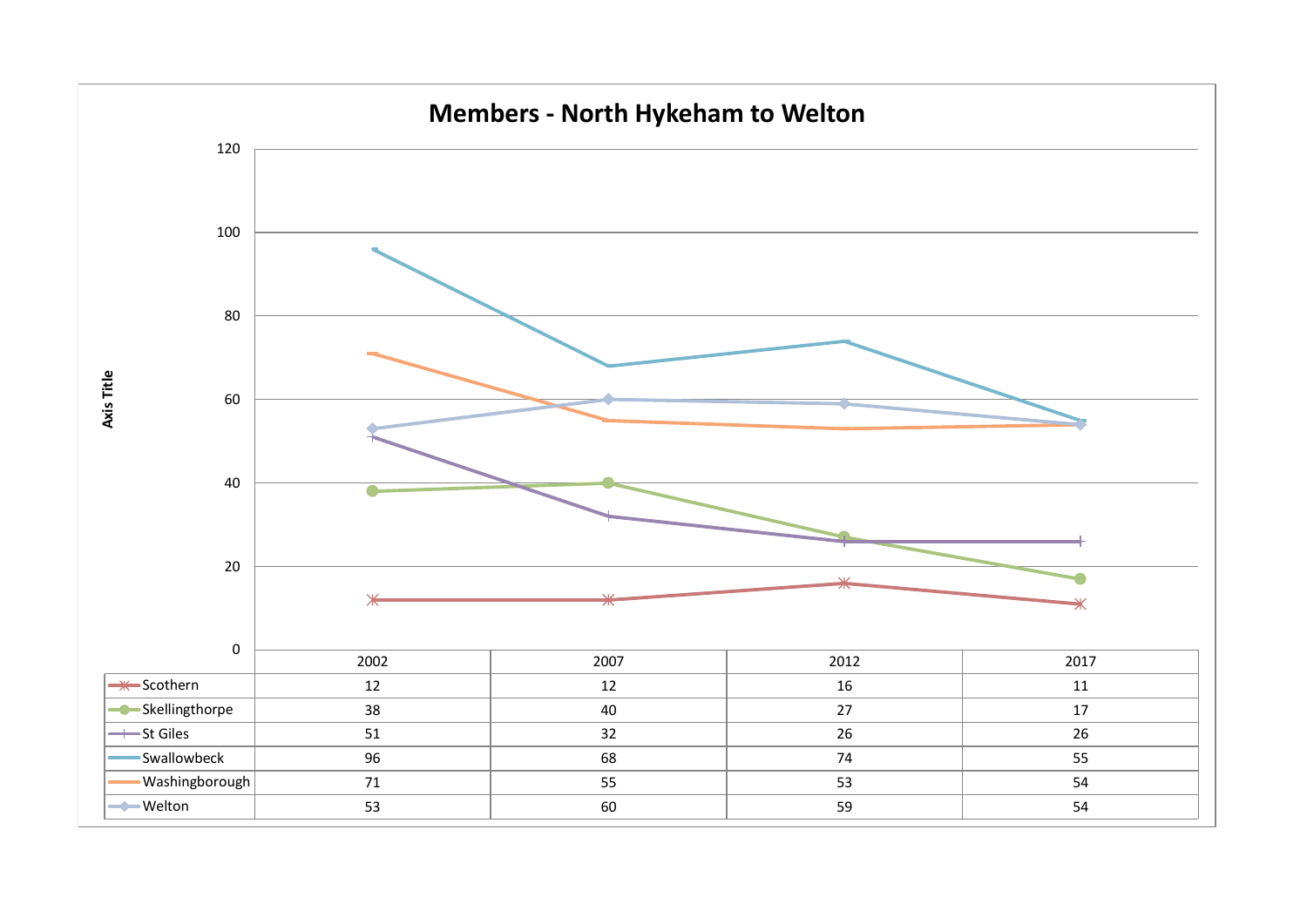# Members - North Hykeham to Welton

Axis Title

| | 2002 | 2007 | 2012 | 2017 |
|---|---|---|---|---|
| Scothern | 12 | 12 | 16 | 11 |
| Skellingthorpe | 38 | 40 | 27 | 17 |
| St Giles | 51 | 32 | 26 | 26 |
| Swallowbeck | 96 | 68 | 74 | 55 |
| Washingborough | 71 | 55 | 53 | 54 |
| Welton | 53 | 60 | 59 | 54 |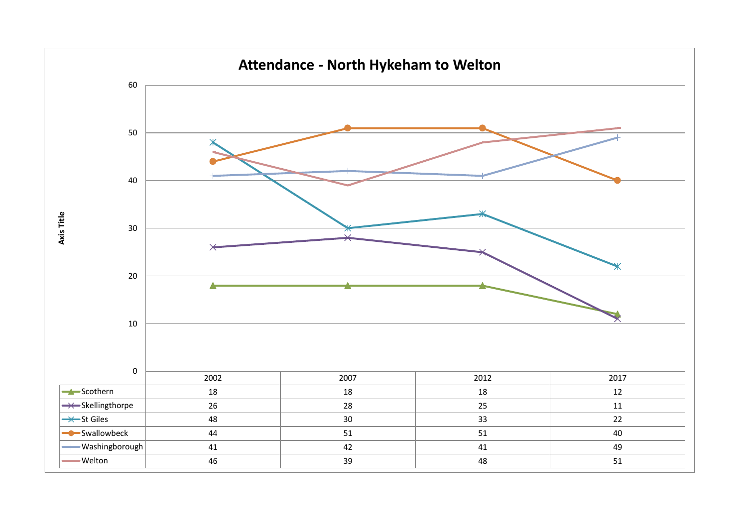# Attendance - North Hykeham to Welton

| | 2002 | 2007 | 2012 | 2017 |
|---|---|---|---|---|
| Scothern | 18 | 18 | 18 | 12 |
| Skellingthorpe | 26 | 28 | 25 | 11 |
| St Giles | 48 | 30 | 33 | 22 |
| Swallowbeck | 44 | 51 | 51 | 40 |
| Washingborough | 41 | 42 | 41 | 49 |
| Welton | 46 | 39 | 48 | 51 |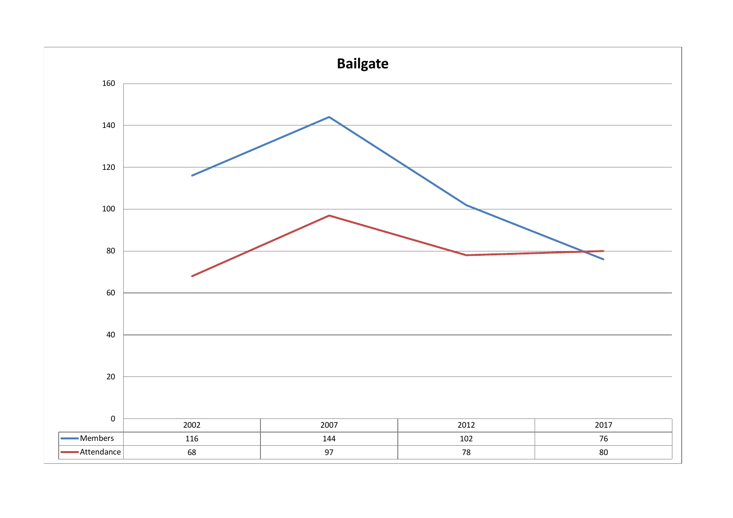# Bailgate

| | 2002 | 2007 | 2012 | 2017 |
|---|---|---|---|---|
| Members | 116 | 144 | 102 | 76 |
| Attendance | 68 | 97 | 78 | 80 |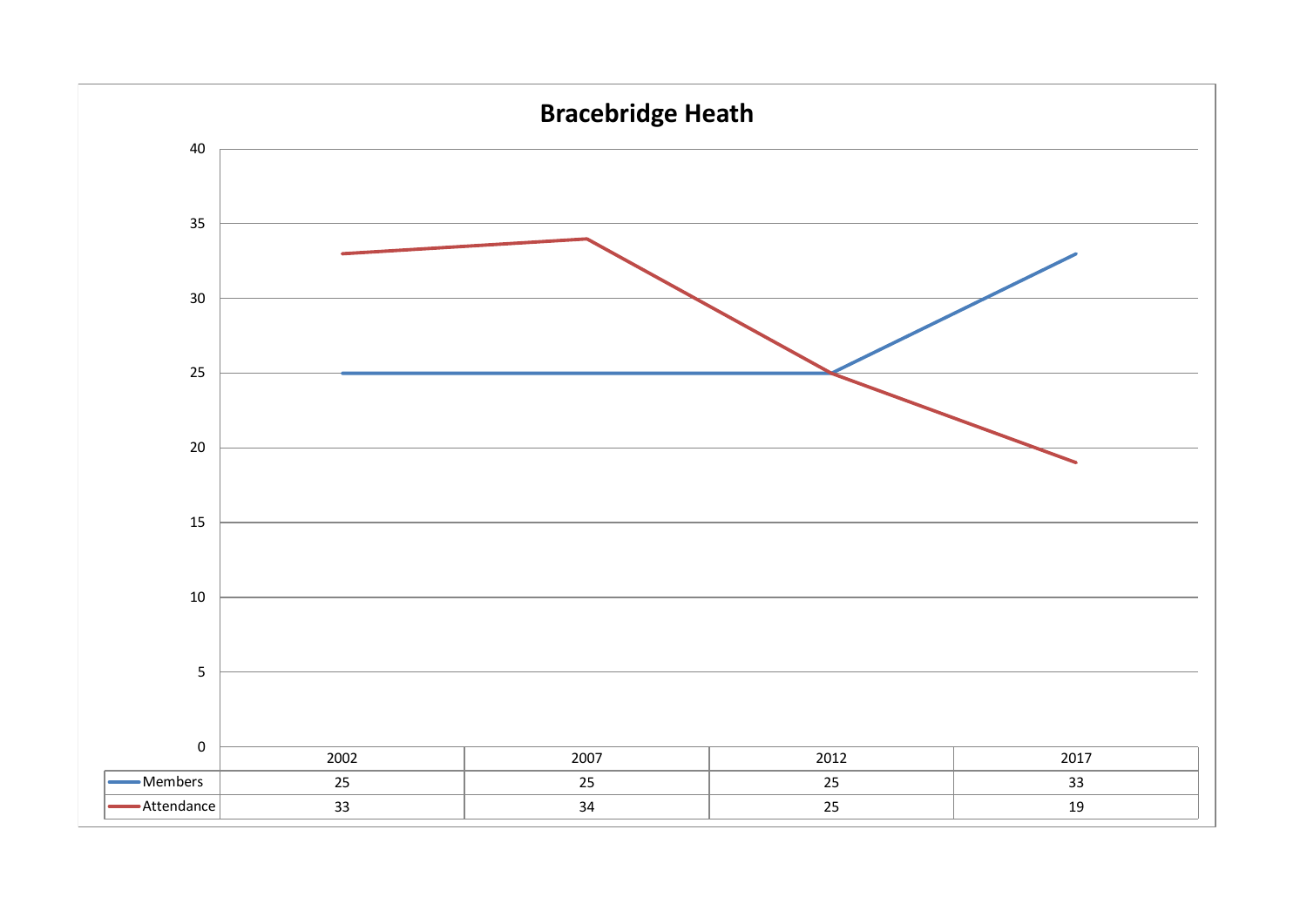# Bracebridge Heath

| | 2002 | 2007 | 2012 | 2017 |
|---|---|---|---|---|
| Members | 25 | 25 | 25 | 33 |
| Attendance | 33 | 34 | 25 | 19 |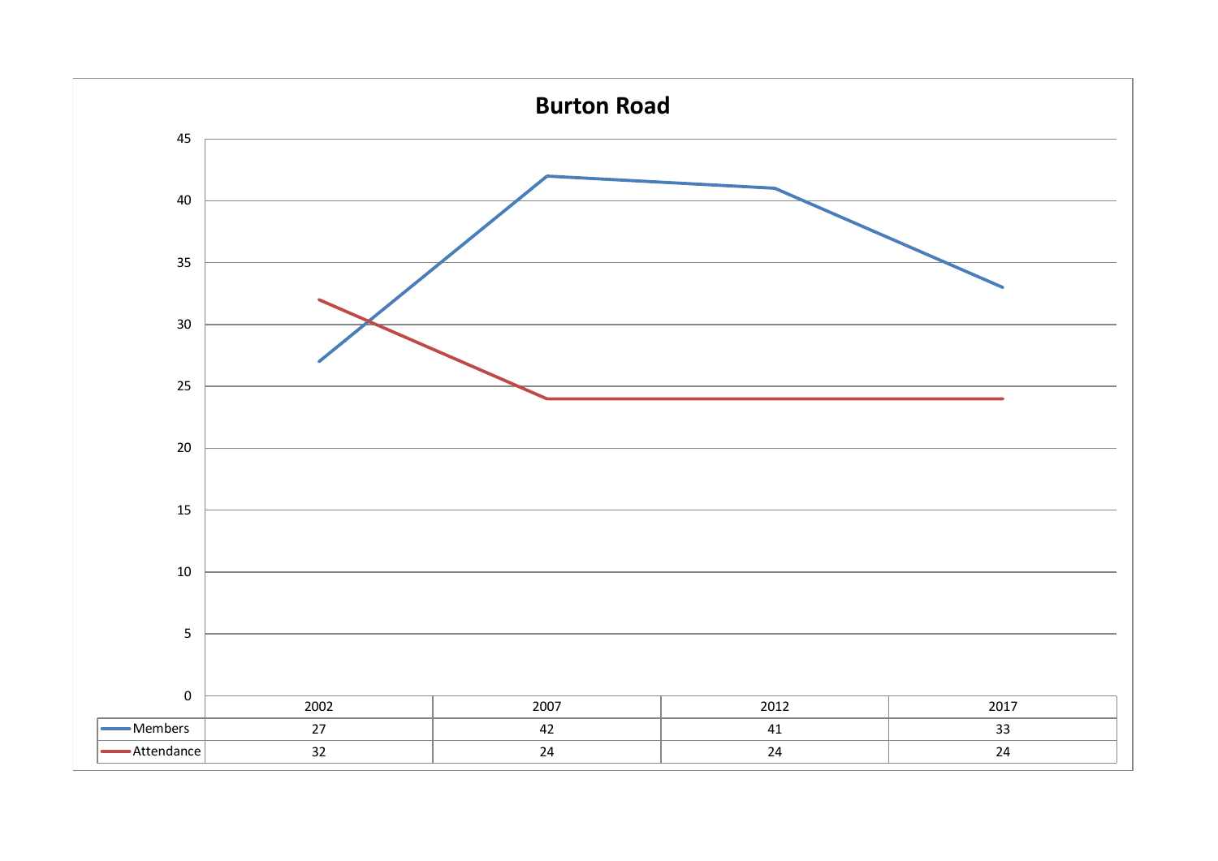# Burton Road

| | 2002 | 2007 | 2012 | 2017 |
|---|---|---|---|---|
| Members | 27 | 42 | 41 | 33 |
| Attendance | 32 | 24 | 24 | 24 |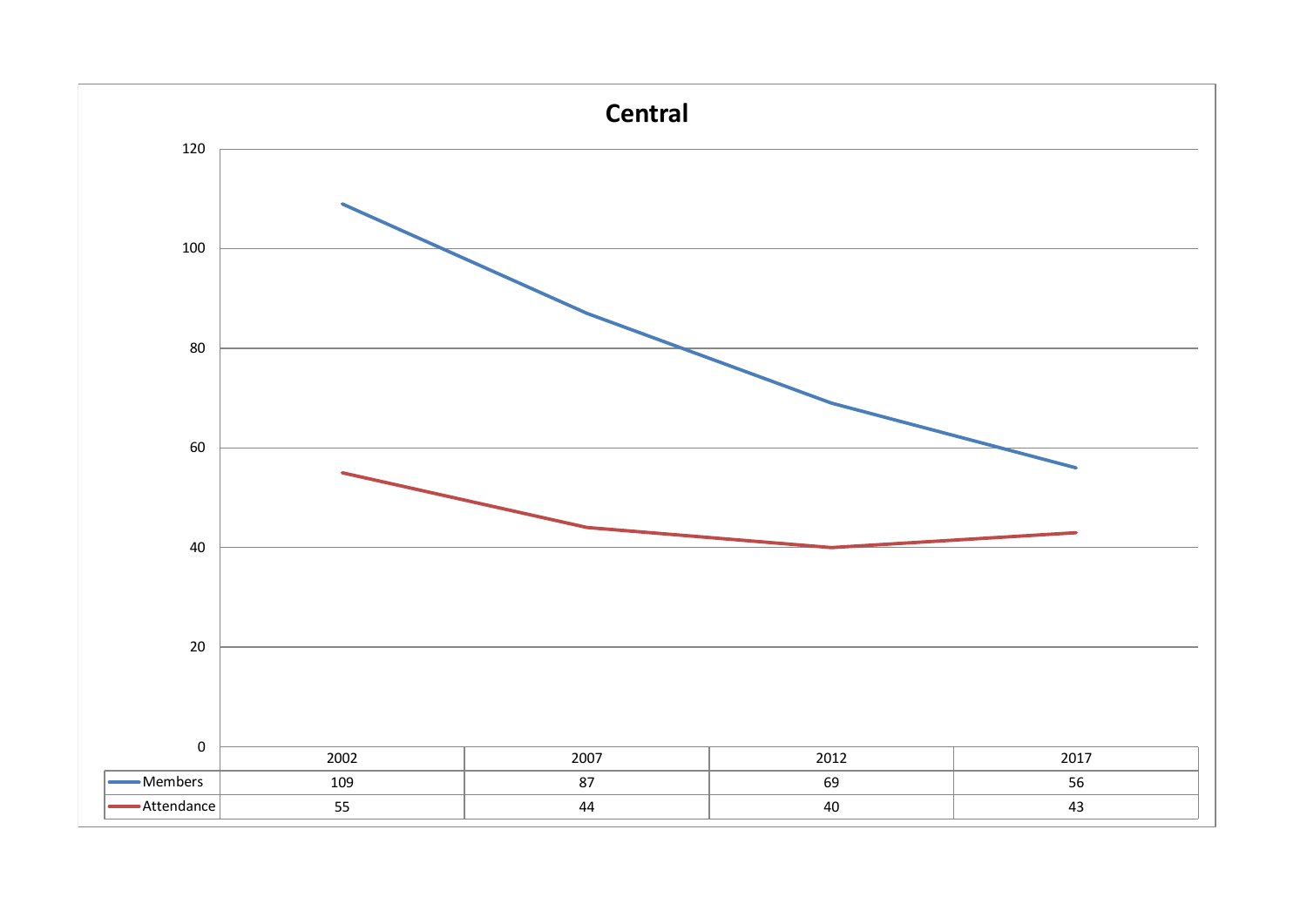# Central

| | 2002 | 2007 | 2012 | 2017 |
|---|---|---|---|---|
| Members | 109 | 87 | 69 | 56 |
| Attendance | 55 | 44 | 40 | 43 |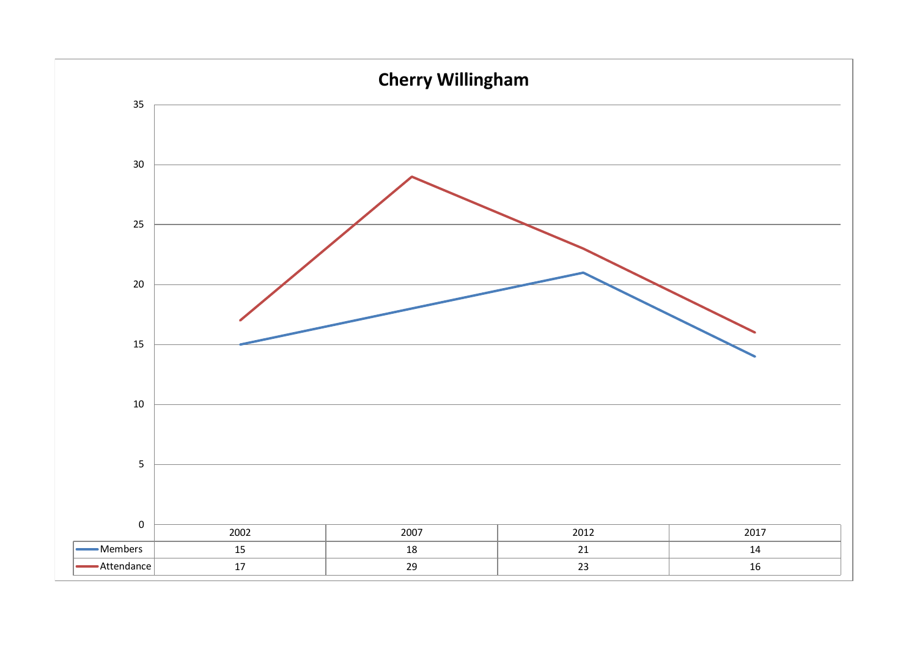# Cherry Willingham

| | 2002 | 2007 | 2012 | 2017 |
|---|---|---|---|---|
| Members | 15 | 18 | 21 | 14 |
| Attendance | 17 | 29 | 23 | 16 |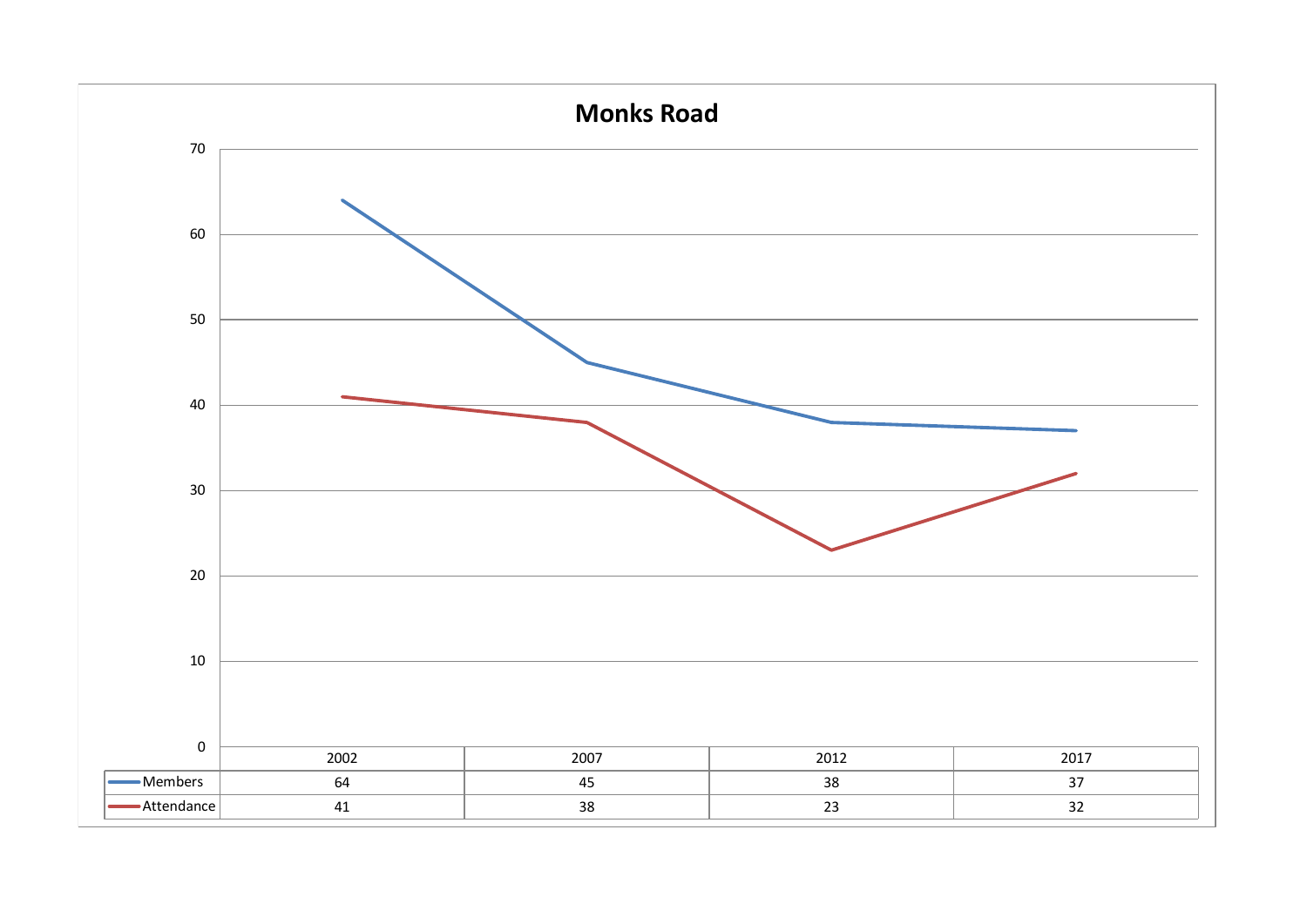# Monks Road

| | 2002 | 2007 | 2012 | 2017 |
|---|---|---|---|---|
| Members | 64 | 45 | 38 | 37 |
| Attendance | 41 | 38 | 23 | 32 |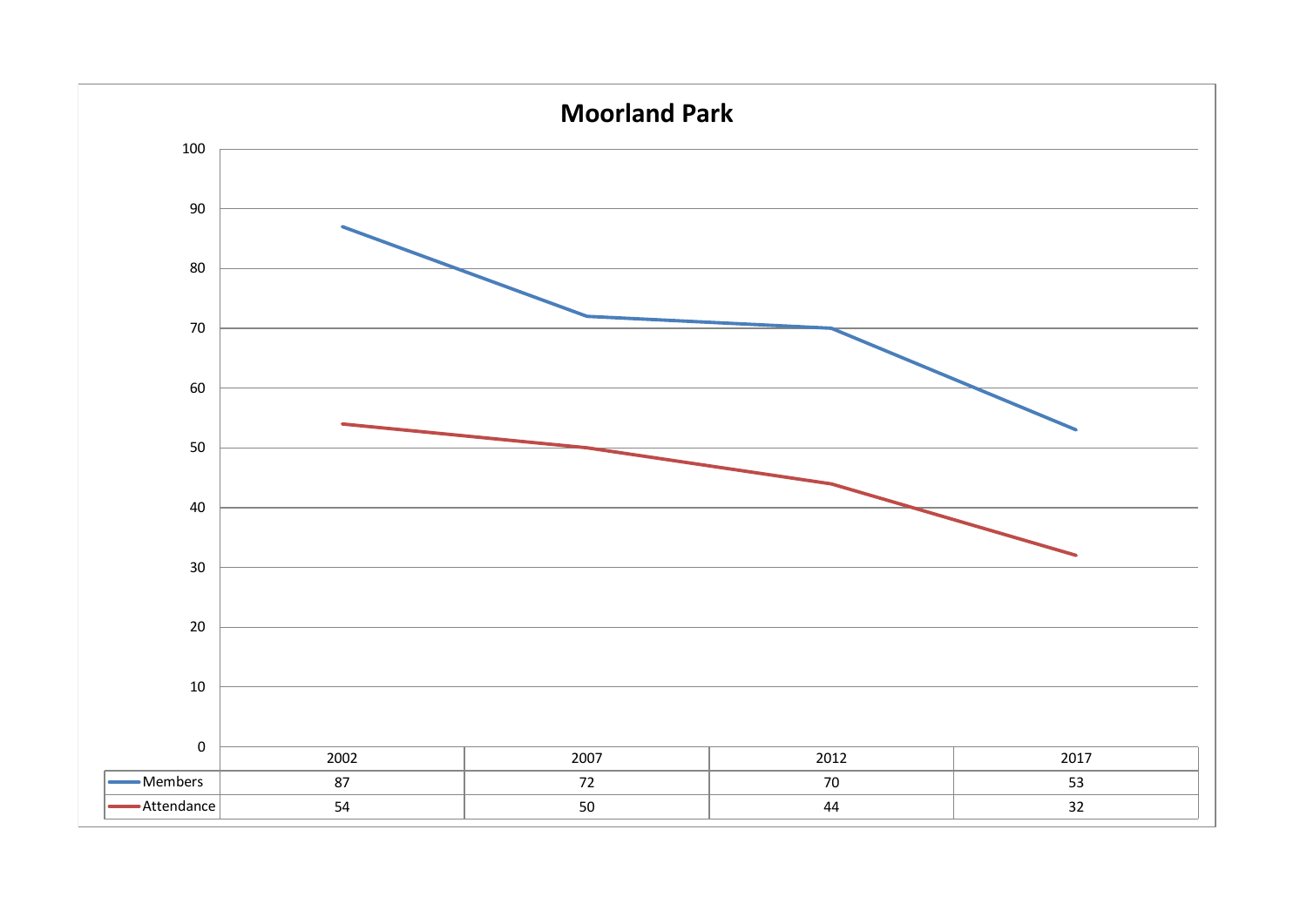# Moorland Park

| | 2002 | 2007 | 2012 | 2017 |
|---|---|---|---|---|
| Members | 87 | 72 | 70 | 53 |
| Attendance | 54 | 50 | 44 | 32 |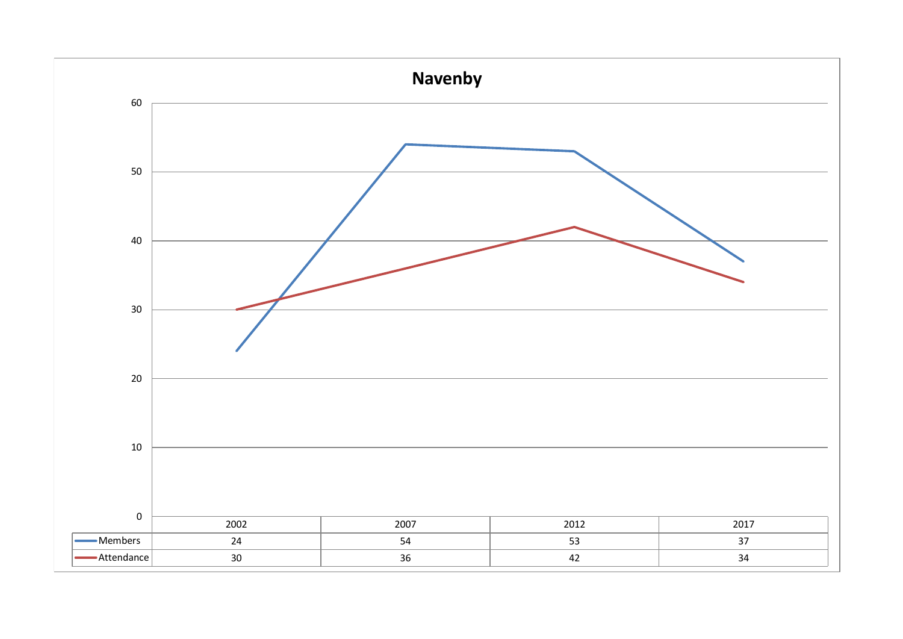# Navenby

| | 2002 | 2007 | 2012 | 2017 |
|---|---|---|---|---|
| Members | 24 | 54 | 53 | 37 |
| Attendance | 30 | 36 | 42 | 34 |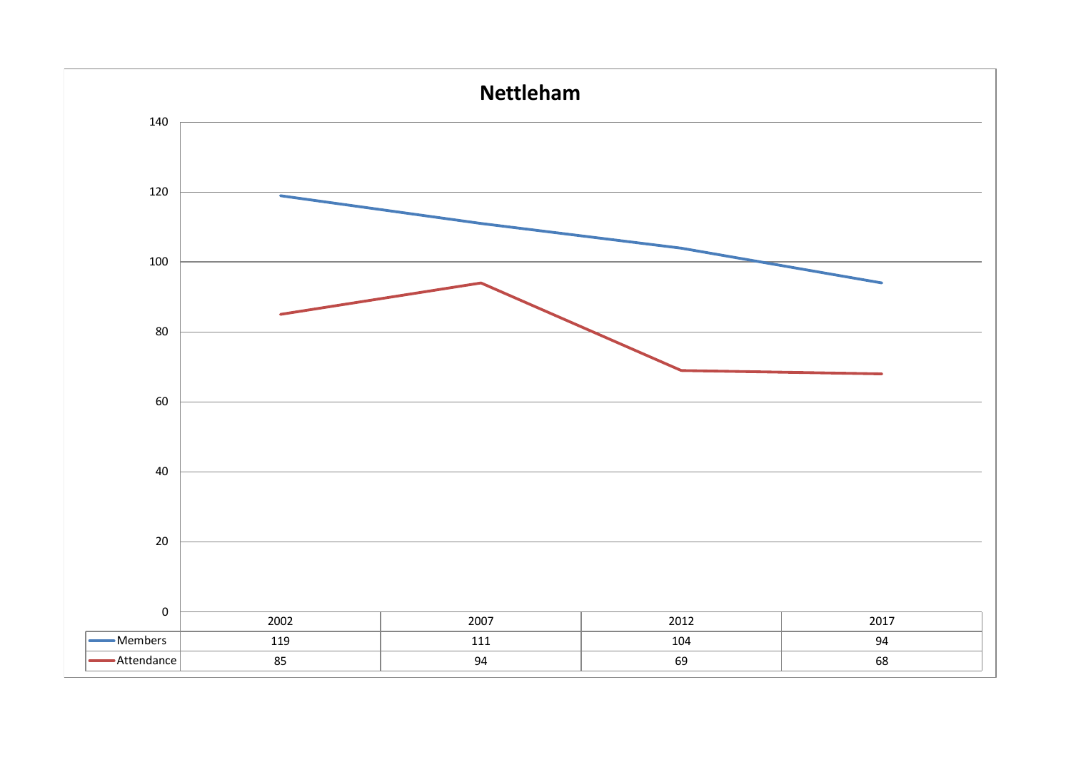# Nettleham

| | 2002 | 2007 | 2012 | 2017 |
|---|---|---|---|---|
| Members | 119 | 111 | 104 | 94 |
| Attendance | 85 | 94 | 69 | 68 |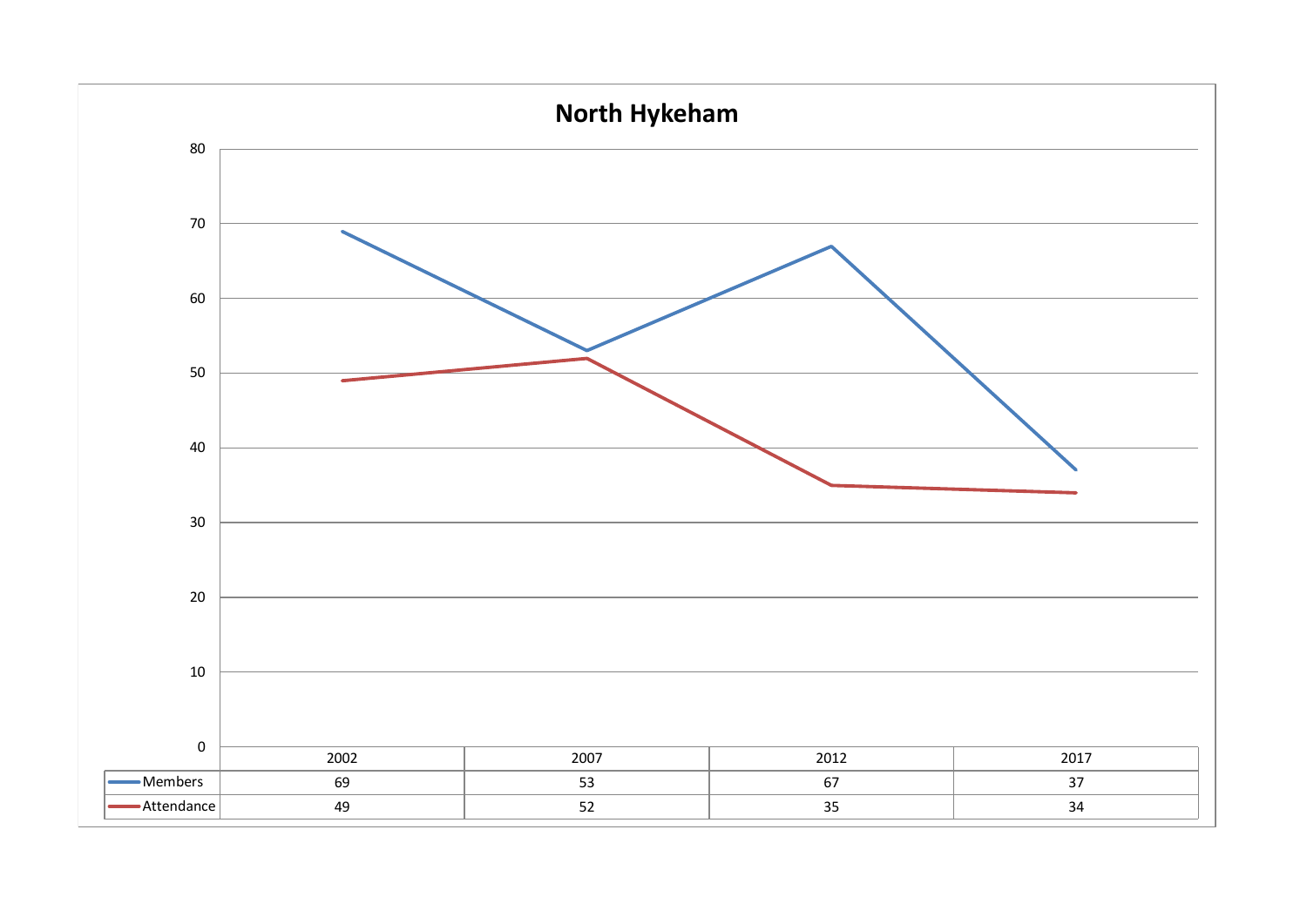## North Hykeham

| | 2002 | 2007 | 2012 | 2017 |
|---|---|---|---|---|
| Members | 69 | 53 | 67 | 37 |
| Attendance | 49 | 52 | 35 | 34 |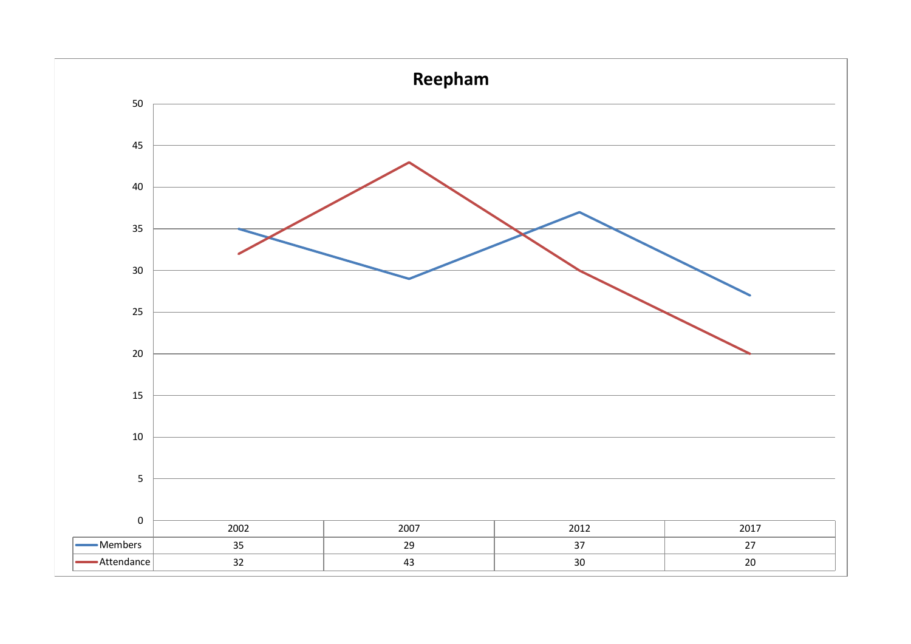# Reepham

| | 2002 | 2007 | 2012 | 2017 |
|---|---|---|---|---|
| Members | 35 | 29 | 37 | 27 |
| Attendance | 32 | 43 | 30 | 20 |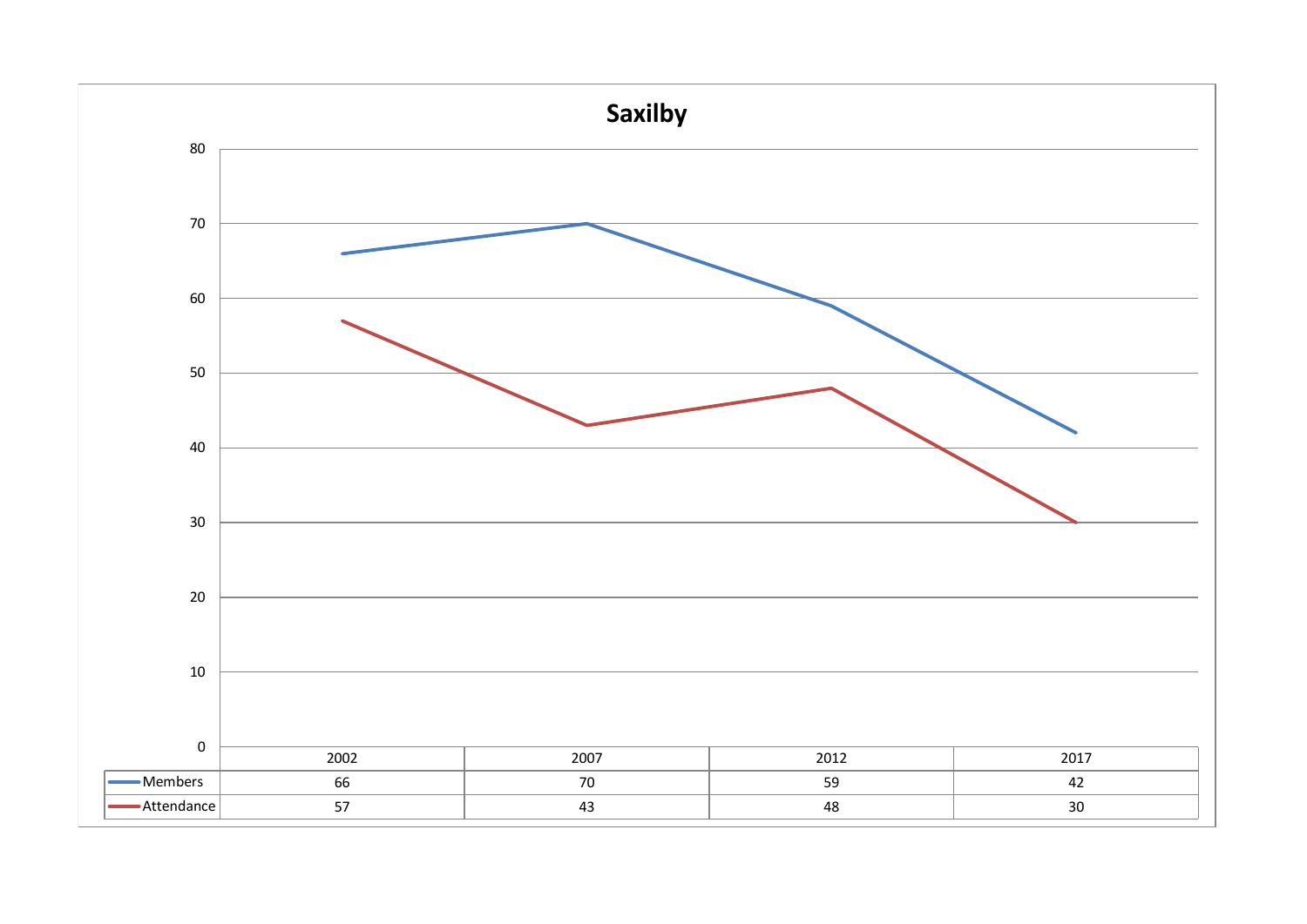# Saxilby

| | 2002 | 2007 | 2012 | 2017 |
|---|---|---|---|---|
| Members | 66 | 70 | 59 | 42 |
| Attendance | 57 | 43 | 48 | 30 |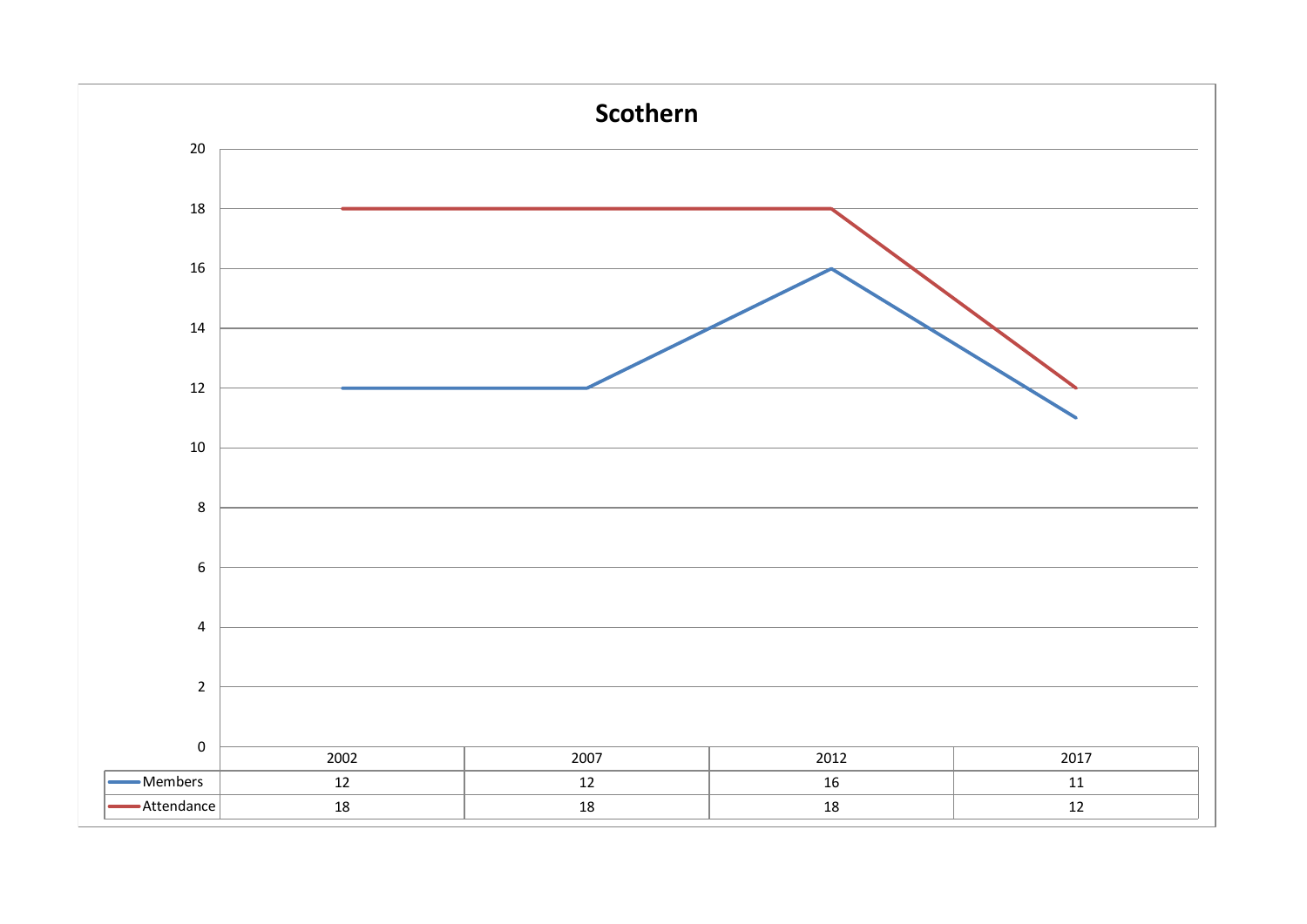## Scothern

| | 2002 | 2007 | 2012 | 2017 |
|---|---|---|---|---|
| Members | 12 | 12 | 16 | 11 |
| Attendance | 18 | 18 | 18 | 12 |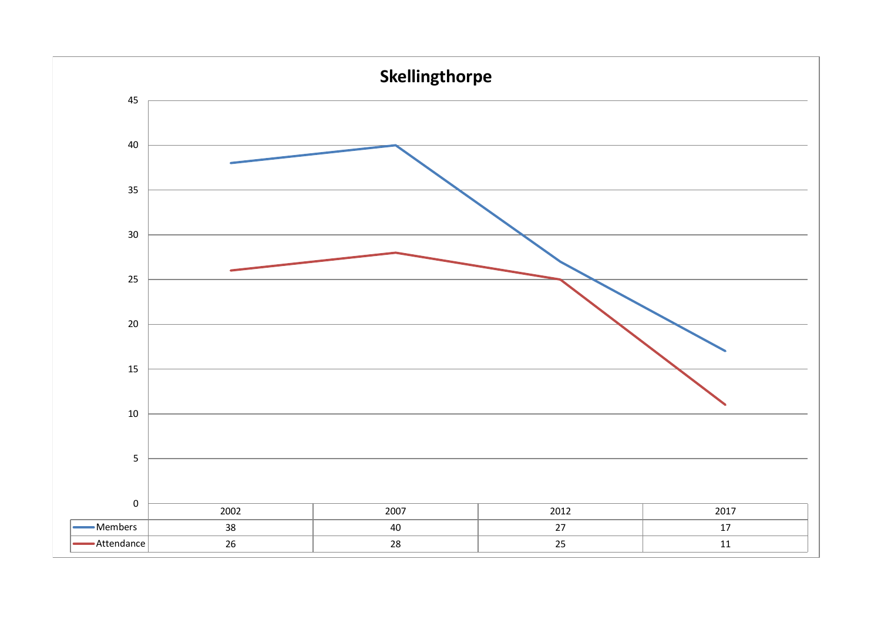# Skellingthorpe

| | 2002 | 2007 | 2012 | 2017 |
|---|---|---|---|---|
| Members | 38 | 40 | 27 | 17 |
| Attendance | 26 | 28 | 25 | 11 |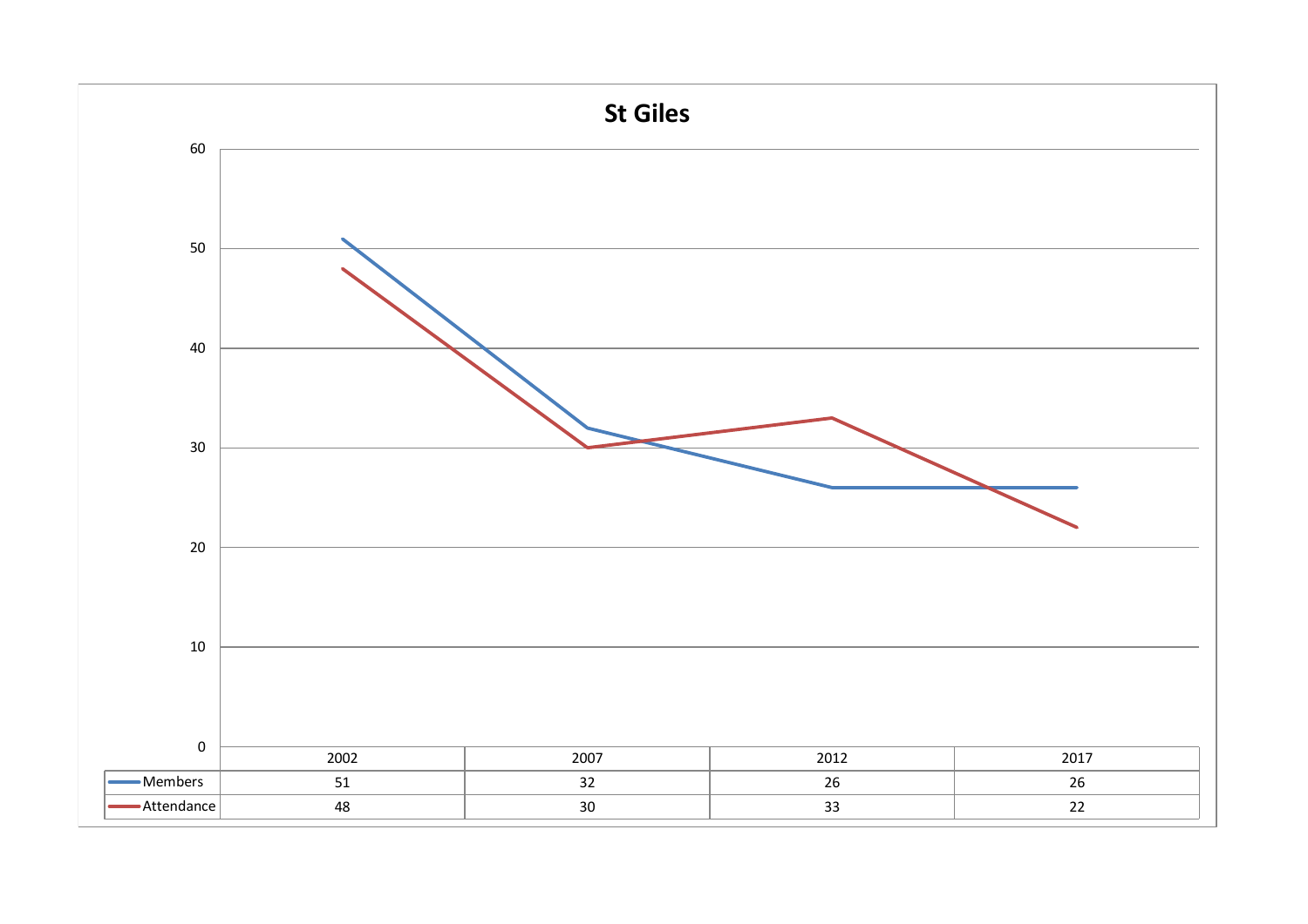# St Giles

| | 2002 | 2007 | 2012 | 2017 |
|---|---|---|---|---|
| Members | 51 | 32 | 26 | 26 |
| Attendance | 48 | 30 | 33 | 22 |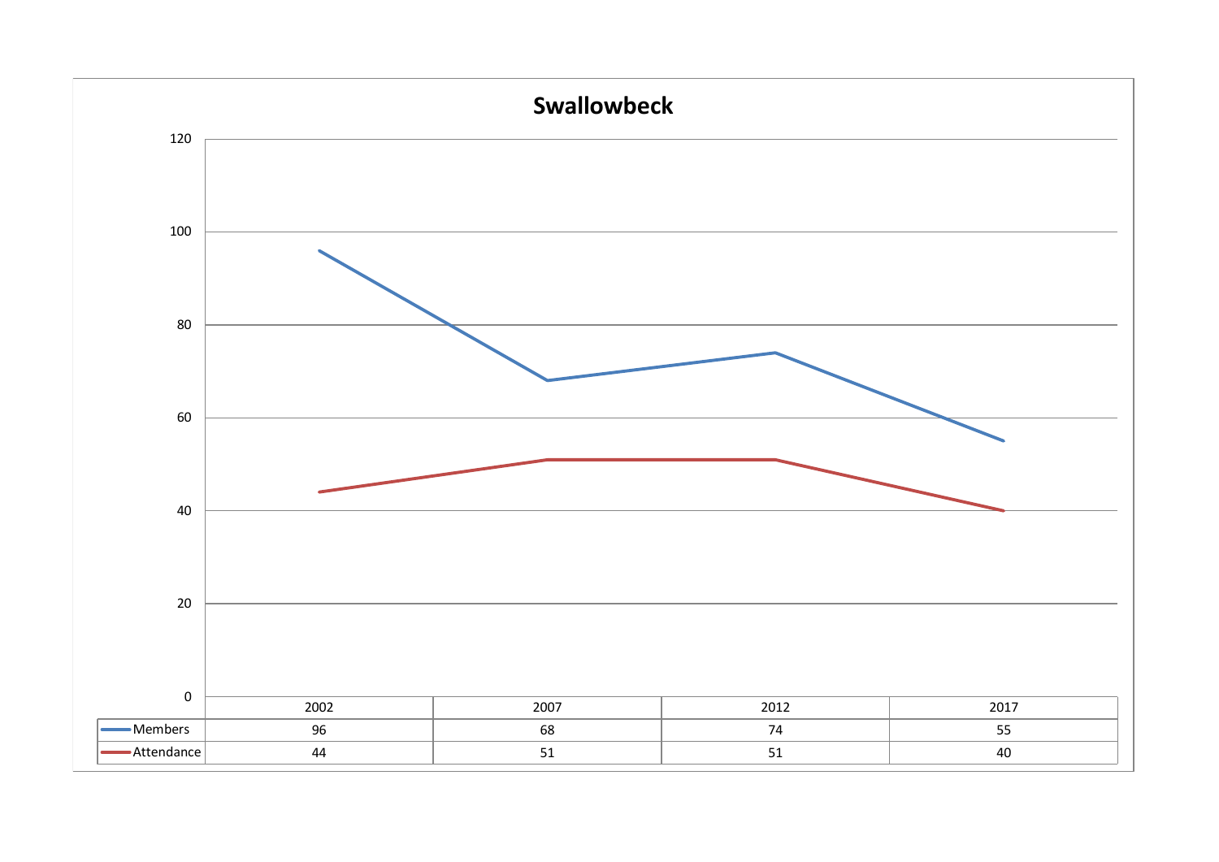# Swallowbeck

| | 2002 | 2007 | 2012 | 2017 |
|---|---|---|---|---|
| Members | 96 | 68 | 74 | 55 |
| Attendance | 44 | 51 | 51 | 40 |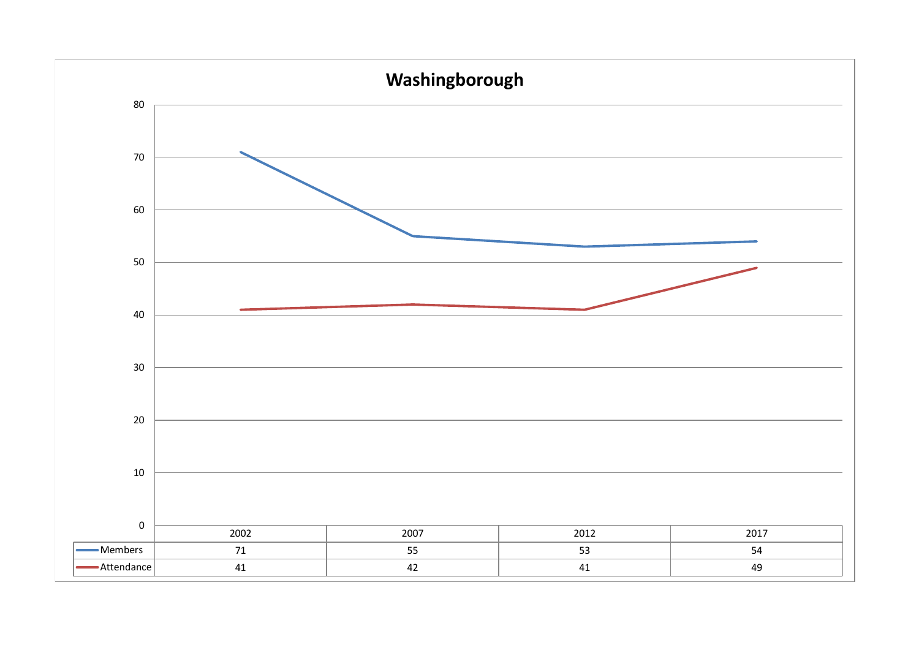## Washingborough

| | 2002 | 2007 | 2012 | 2017 |
|---|---|---|---|---|
| Members | 71 | 55 | 53 | 54 |
| Attendance | 41 | 42 | 41 | 49 |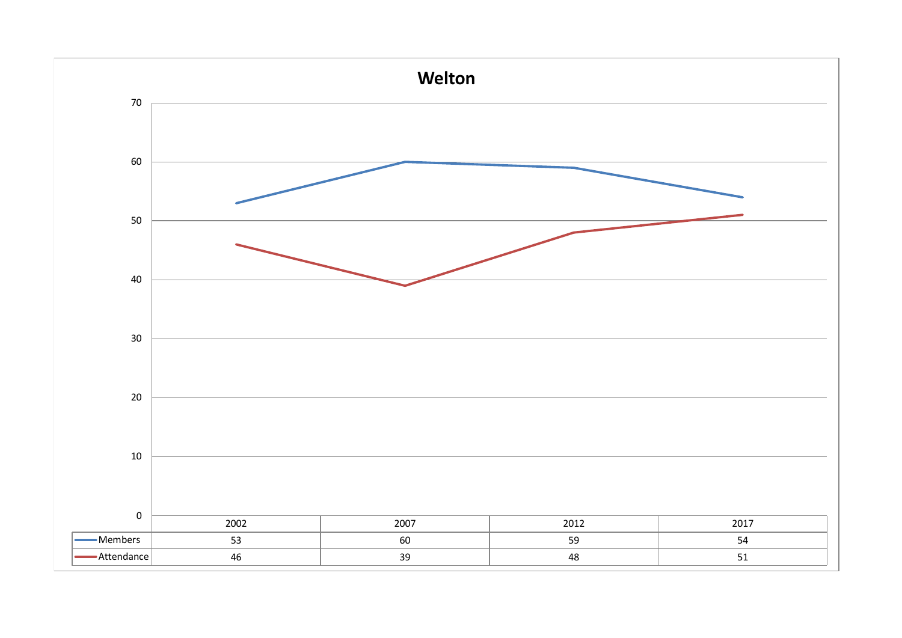# Welton

70
60
50
40
30
20
10
0

2002 2007 2012 2017

Members 53 60 59 54

Attendance 46 39 48 51